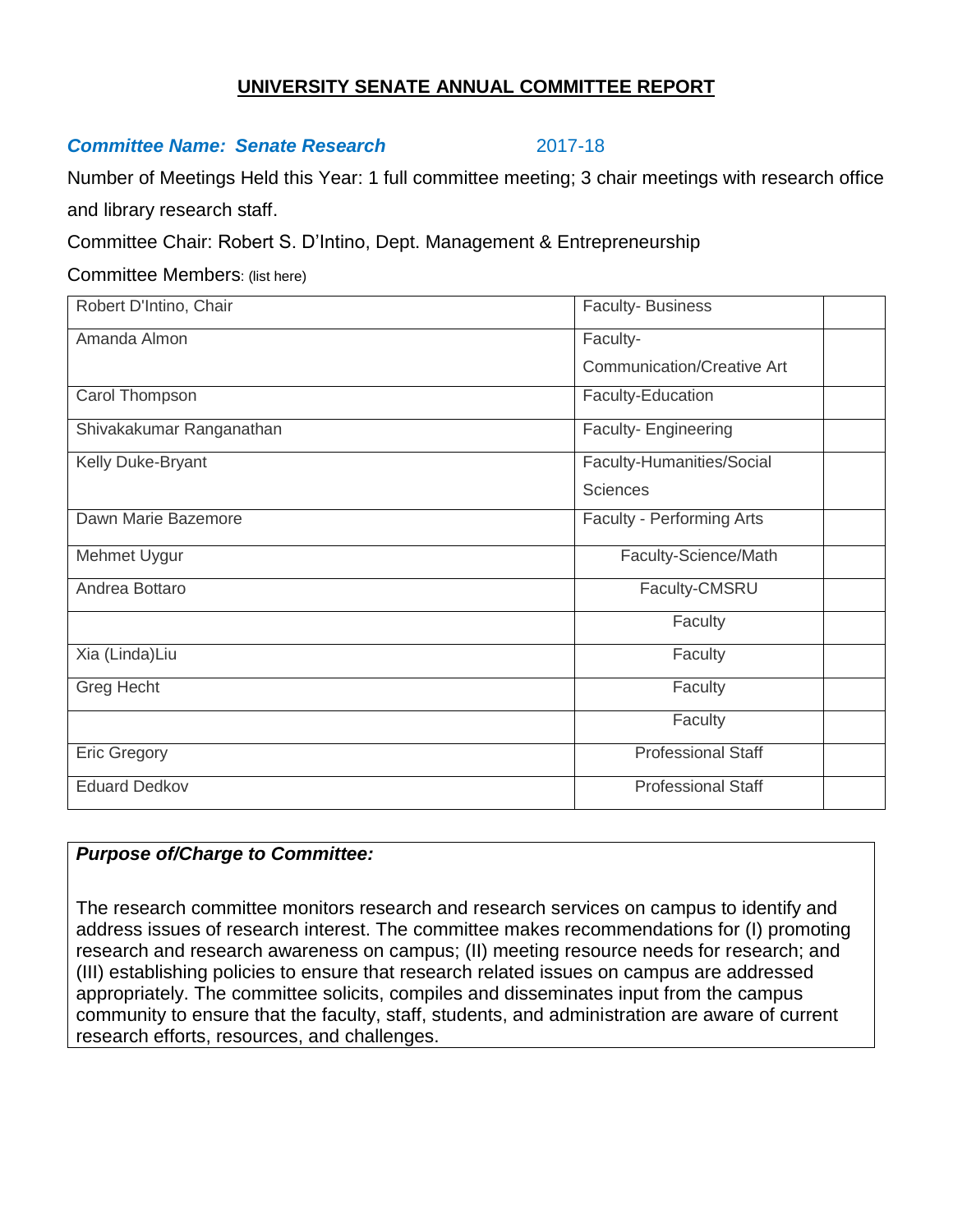# UNIVERSITY SENATE ANNUAL COMMITTEE REPORT

***Committee Name: Senate Research*** 2017-18

Number of Meetings Held this Year: 1 full committee meeting; 3 chair meetings with research office and library research staff.

Committee Chair: Robert S. D'Intino, Dept. Management & Entrepreneurship

Committee Members: (list here)

| | | |
|---|---|---|
| Robert D'Intino, Chair | Faculty- Business | |
| Amanda Almon | Faculty- Communication/Creative Art | |
| Carol Thompson | Faculty-Education | |
| Shivakakumar Ranganathan | Faculty- Engineering | |
| Kelly Duke-Bryant | Faculty-Humanities/Social Sciences | |
| Dawn Marie Bazemore | Faculty - Performing Arts | |
| Mehmet Uygur | Faculty-Science/Math | |
| Andrea Bottaro | Faculty-CMSRU | |
| | Faculty | |
| Xia (Linda)Liu | Faculty | |
| Greg Hecht | Faculty | |
| | Faculty | |
| Eric Gregory | Professional Staff | |
| Eduard Dedkov | Professional Staff | |

***Purpose of/Charge to Committee:***

The research committee monitors research and research services on campus to identify and address issues of research interest. The committee makes recommendations for (I) promoting research and research awareness on campus; (II) meeting resource needs for research; and (III) establishing policies to ensure that research related issues on campus are addressed appropriately. The committee solicits, compiles and disseminates input from the campus community to ensure that the faculty, staff, students, and administration are aware of current research efforts, resources, and challenges.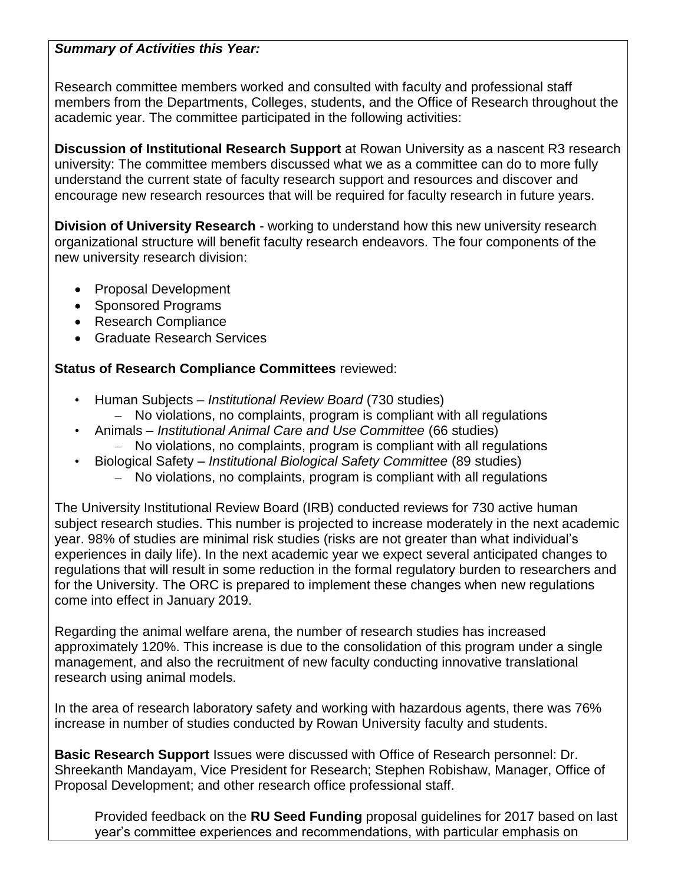***Summary of Activities this Year:***

Research committee members worked and consulted with faculty and professional staff members from the Departments, Colleges, students, and the Office of Research throughout the academic year. The committee participated in the following activities:

**Discussion of Institutional Research Support** at Rowan University as a nascent R3 research university: The committee members discussed what we as a committee can do to more fully understand the current state of faculty research support and resources and discover and encourage new research resources that will be required for faculty research in future years.

**Division of University Research** - working to understand how this new university research organizational structure will benefit faculty research endeavors. The four components of the new university research division:

- Proposal Development
- Sponsored Programs
- Research Compliance
- Graduate Research Services

**Status of Research Compliance Committees** reviewed:

- Human Subjects – *Institutional Review Board* (730 studies)
  - No violations, no complaints, program is compliant with all regulations
- Animals – *Institutional Animal Care and Use Committee* (66 studies)
  - No violations, no complaints, program is compliant with all regulations
- Biological Safety – *Institutional Biological Safety Committee* (89 studies)
  - No violations, no complaints, program is compliant with all regulations

The University Institutional Review Board (IRB) conducted reviews for 730 active human subject research studies. This number is projected to increase moderately in the next academic year. 98% of studies are minimal risk studies (risks are not greater than what individual's experiences in daily life). In the next academic year we expect several anticipated changes to regulations that will result in some reduction in the formal regulatory burden to researchers and for the University. The ORC is prepared to implement these changes when new regulations come into effect in January 2019.

Regarding the animal welfare arena, the number of research studies has increased approximately 120%. This increase is due to the consolidation of this program under a single management, and also the recruitment of new faculty conducting innovative translational research using animal models.

In the area of research laboratory safety and working with hazardous agents, there was 76% increase in number of studies conducted by Rowan University faculty and students.

**Basic Research Support** Issues were discussed with Office of Research personnel: Dr. Shreekanth Mandayam, Vice President for Research; Stephen Robishaw, Manager, Office of Proposal Development; and other research office professional staff.

Provided feedback on the **RU Seed Funding** proposal guidelines for 2017 based on last year's committee experiences and recommendations, with particular emphasis on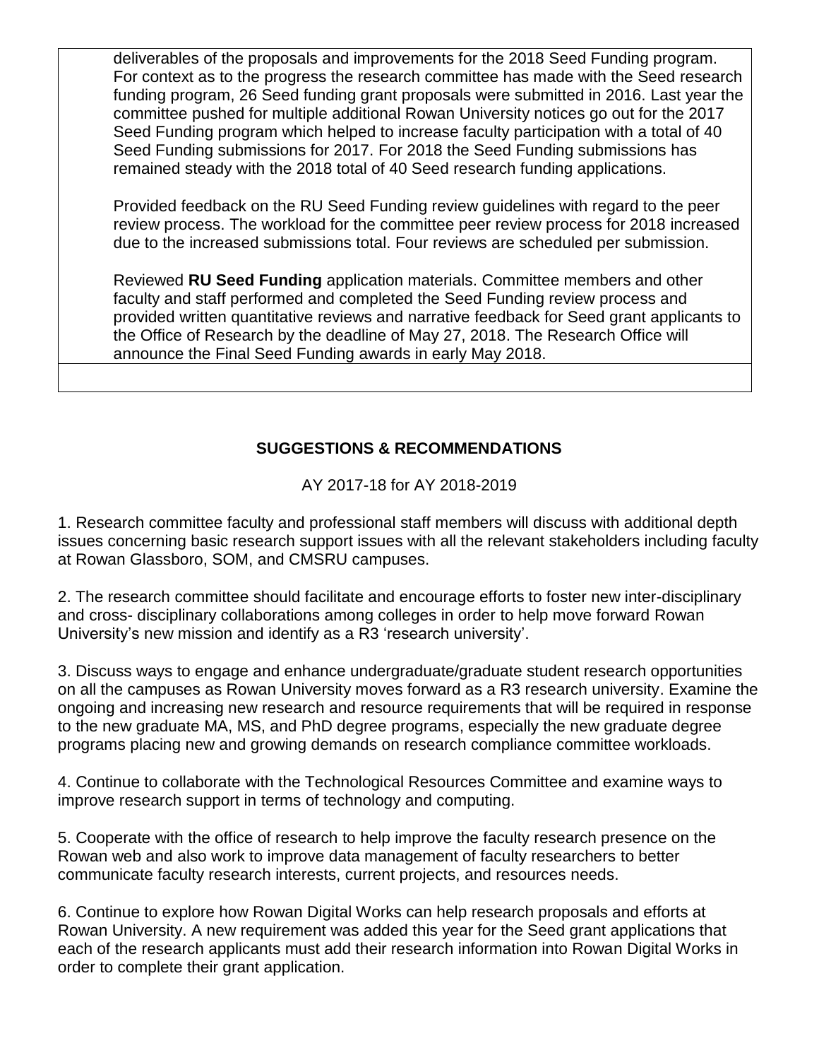deliverables of the proposals and improvements for the 2018 Seed Funding program. For context as to the progress the research committee has made with the Seed research funding program, 26 Seed funding grant proposals were submitted in 2016. Last year the committee pushed for multiple additional Rowan University notices go out for the 2017 Seed Funding program which helped to increase faculty participation with a total of 40 Seed Funding submissions for 2017. For 2018 the Seed Funding submissions has remained steady with the 2018 total of 40 Seed research funding applications.

Provided feedback on the RU Seed Funding review guidelines with regard to the peer review process. The workload for the committee peer review process for 2018 increased due to the increased submissions total. Four reviews are scheduled per submission.

Reviewed **RU Seed Funding** application materials. Committee members and other faculty and staff performed and completed the Seed Funding review process and provided written quantitative reviews and narrative feedback for Seed grant applicants to the Office of Research by the deadline of May 27, 2018. The Research Office will announce the Final Seed Funding awards in early May 2018.

## SUGGESTIONS & RECOMMENDATIONS

AY 2017-18 for AY 2018-2019

1. Research committee faculty and professional staff members will discuss with additional depth issues concerning basic research support issues with all the relevant stakeholders including faculty at Rowan Glassboro, SOM, and CMSRU campuses.

2. The research committee should facilitate and encourage efforts to foster new inter-disciplinary and cross- disciplinary collaborations among colleges in order to help move forward Rowan University's new mission and identify as a R3 'research university'.

3. Discuss ways to engage and enhance undergraduate/graduate student research opportunities on all the campuses as Rowan University moves forward as a R3 research university. Examine the ongoing and increasing new research and resource requirements that will be required in response to the new graduate MA, MS, and PhD degree programs, especially the new graduate degree programs placing new and growing demands on research compliance committee workloads.

4. Continue to collaborate with the Technological Resources Committee and examine ways to improve research support in terms of technology and computing.

5. Cooperate with the office of research to help improve the faculty research presence on the Rowan web and also work to improve data management of faculty researchers to better communicate faculty research interests, current projects, and resources needs.

6. Continue to explore how Rowan Digital Works can help research proposals and efforts at Rowan University. A new requirement was added this year for the Seed grant applications that each of the research applicants must add their research information into Rowan Digital Works in order to complete their grant application.